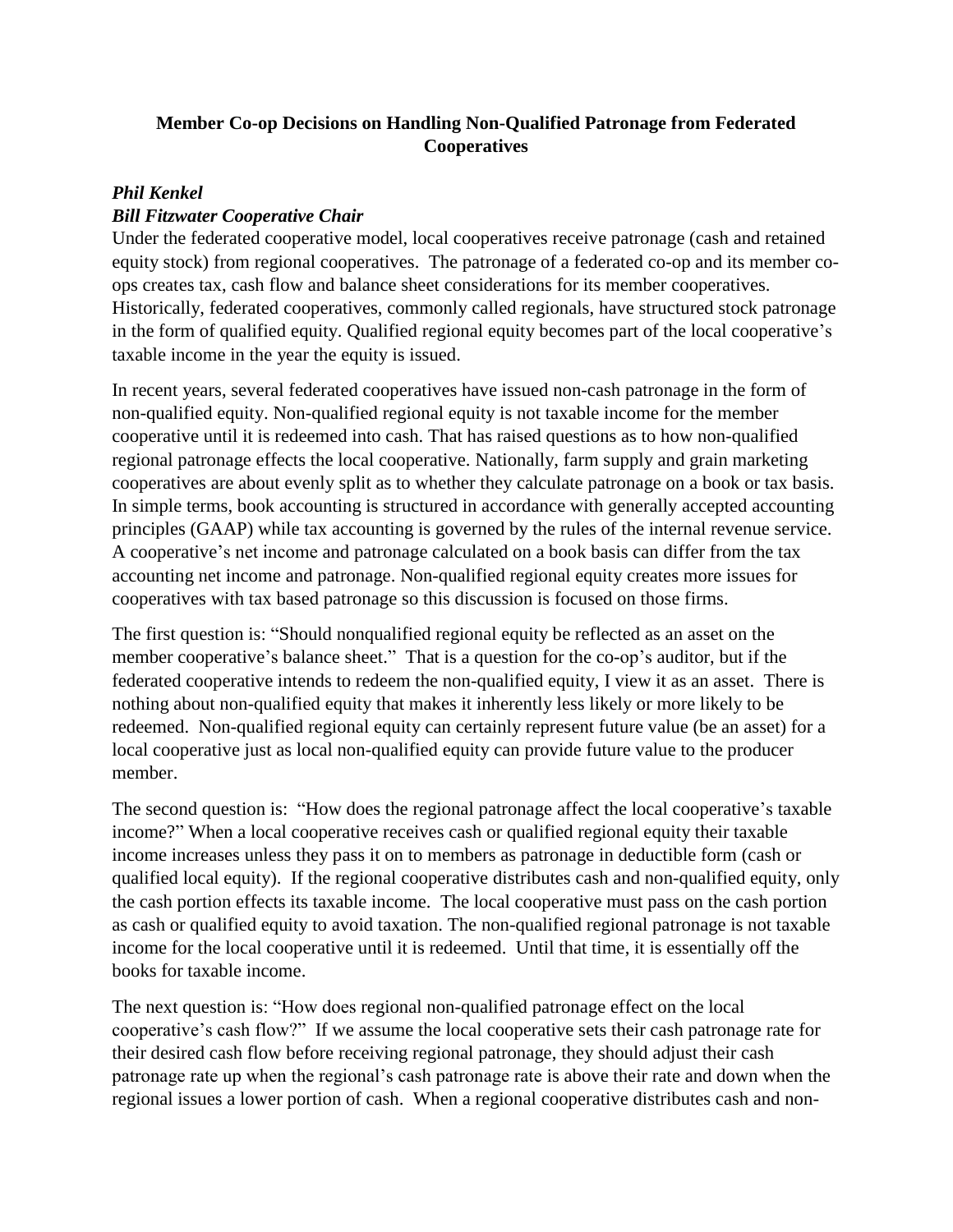**Member Co-op Decisions on Handling Non-Qualified Patronage from Federated Cooperatives**

***Phil Kenkel***
***Bill Fitzwater Cooperative Chair***

Under the federated cooperative model, local cooperatives receive patronage (cash and retained equity stock) from regional cooperatives. The patronage of a federated co-op and its member co-ops creates tax, cash flow and balance sheet considerations for its member cooperatives. Historically, federated cooperatives, commonly called regionals, have structured stock patronage in the form of qualified equity. Qualified regional equity becomes part of the local cooperative's taxable income in the year the equity is issued.

In recent years, several federated cooperatives have issued non-cash patronage in the form of non-qualified equity. Non-qualified regional equity is not taxable income for the member cooperative until it is redeemed into cash. That has raised questions as to how non-qualified regional patronage effects the local cooperative. Nationally, farm supply and grain marketing cooperatives are about evenly split as to whether they calculate patronage on a book or tax basis. In simple terms, book accounting is structured in accordance with generally accepted accounting principles (GAAP) while tax accounting is governed by the rules of the internal revenue service. A cooperative's net income and patronage calculated on a book basis can differ from the tax accounting net income and patronage. Non-qualified regional equity creates more issues for cooperatives with tax based patronage so this discussion is focused on those firms.

The first question is: "Should nonqualified regional equity be reflected as an asset on the member cooperative's balance sheet." That is a question for the co-op's auditor, but if the federated cooperative intends to redeem the non-qualified equity, I view it as an asset. There is nothing about non-qualified equity that makes it inherently less likely or more likely to be redeemed. Non-qualified regional equity can certainly represent future value (be an asset) for a local cooperative just as local non-qualified equity can provide future value to the producer member.

The second question is: "How does the regional patronage affect the local cooperative's taxable income?" When a local cooperative receives cash or qualified regional equity their taxable income increases unless they pass it on to members as patronage in deductible form (cash or qualified local equity). If the regional cooperative distributes cash and non-qualified equity, only the cash portion effects its taxable income. The local cooperative must pass on the cash portion as cash or qualified equity to avoid taxation. The non-qualified regional patronage is not taxable income for the local cooperative until it is redeemed. Until that time, it is essentially off the books for taxable income.

The next question is: "How does regional non-qualified patronage effect on the local cooperative's cash flow?" If we assume the local cooperative sets their cash patronage rate for their desired cash flow before receiving regional patronage, they should adjust their cash patronage rate up when the regional's cash patronage rate is above their rate and down when the regional issues a lower portion of cash. When a regional cooperative distributes cash and non-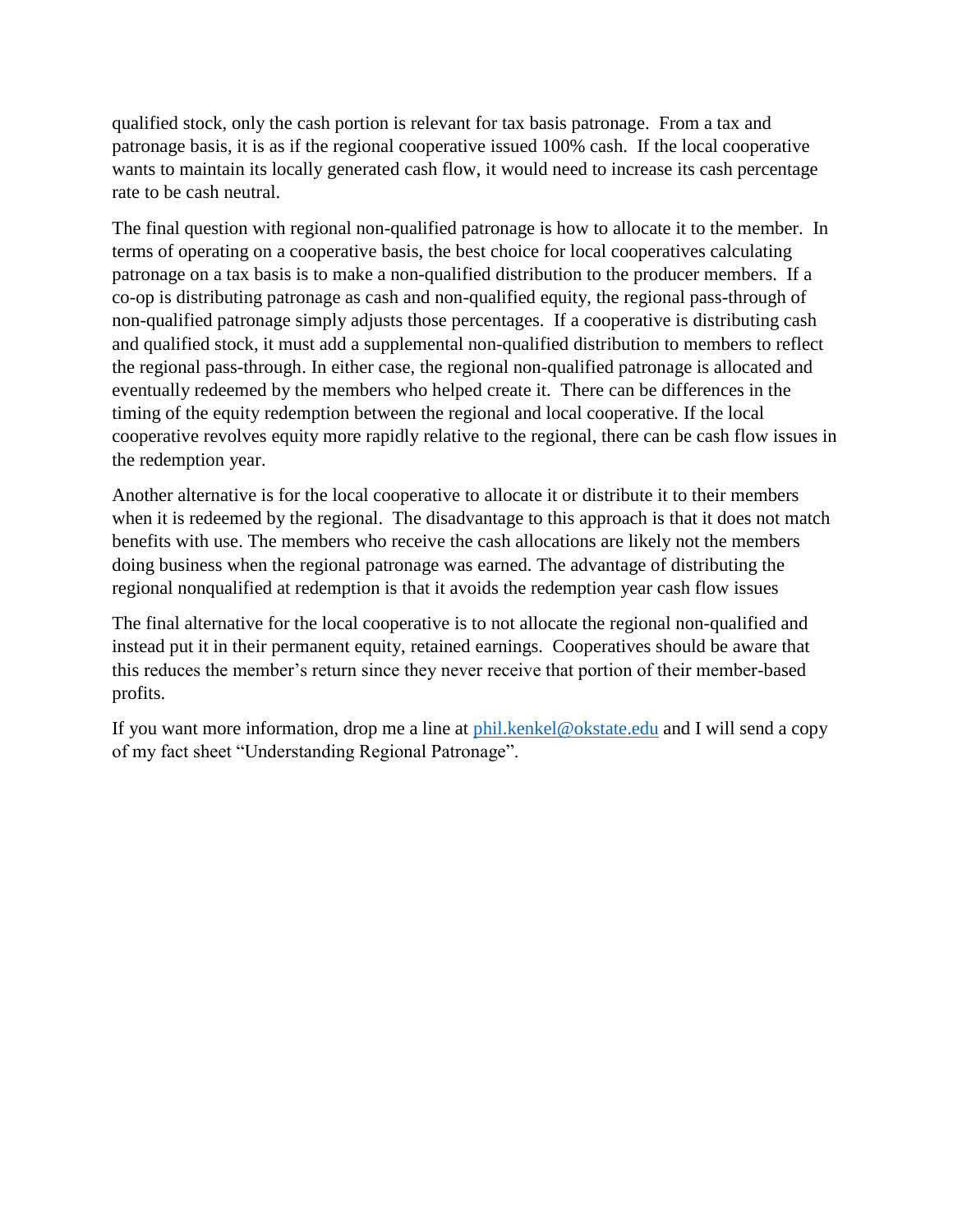qualified stock, only the cash portion is relevant for tax basis patronage. From a tax and patronage basis, it is as if the regional cooperative issued 100% cash. If the local cooperative wants to maintain its locally generated cash flow, it would need to increase its cash percentage rate to be cash neutral.

The final question with regional non-qualified patronage is how to allocate it to the member. In terms of operating on a cooperative basis, the best choice for local cooperatives calculating patronage on a tax basis is to make a non-qualified distribution to the producer members. If a co-op is distributing patronage as cash and non-qualified equity, the regional pass-through of non-qualified patronage simply adjusts those percentages. If a cooperative is distributing cash and qualified stock, it must add a supplemental non-qualified distribution to members to reflect the regional pass-through. In either case, the regional non-qualified patronage is allocated and eventually redeemed by the members who helped create it. There can be differences in the timing of the equity redemption between the regional and local cooperative. If the local cooperative revolves equity more rapidly relative to the regional, there can be cash flow issues in the redemption year.

Another alternative is for the local cooperative to allocate it or distribute it to their members when it is redeemed by the regional. The disadvantage to this approach is that it does not match benefits with use. The members who receive the cash allocations are likely not the members doing business when the regional patronage was earned. The advantage of distributing the regional nonqualified at redemption is that it avoids the redemption year cash flow issues

The final alternative for the local cooperative is to not allocate the regional non-qualified and instead put it in their permanent equity, retained earnings. Cooperatives should be aware that this reduces the member's return since they never receive that portion of their member-based profits.

If you want more information, drop me a line at phil.kenkel@okstate.edu and I will send a copy of my fact sheet "Understanding Regional Patronage".